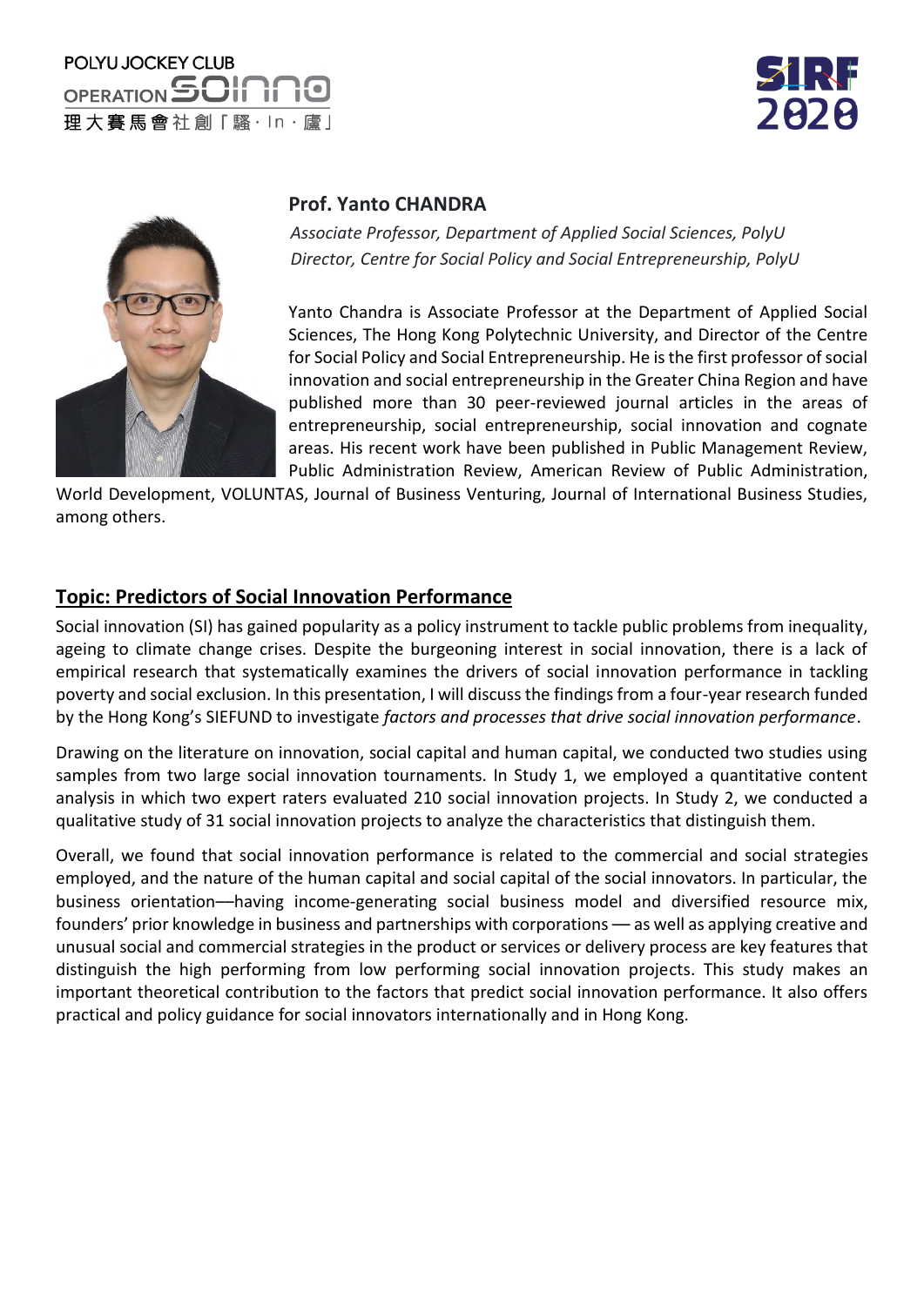**Prof. Yanto CHANDRA**

*Associate Professor, Department of Applied Social Sciences, PolyU*
*Director, Centre for Social Policy and Social Entrepreneurship, PolyU*

Yanto Chandra is Associate Professor at the Department of Applied Social Sciences, The Hong Kong Polytechnic University, and Director of the Centre for Social Policy and Social Entrepreneurship. He is the first professor of social innovation and social entrepreneurship in the Greater China Region and have published more than 30 peer-reviewed journal articles in the areas of entrepreneurship, social entrepreneurship, social innovation and cognate areas. His recent work have been published in Public Management Review, Public Administration Review, American Review of Public Administration, World Development, VOLUNTAS, Journal of Business Venturing, Journal of International Business Studies, among others.

## Topic: Predictors of Social Innovation Performance

Social innovation (SI) has gained popularity as a policy instrument to tackle public problems from inequality, ageing to climate change crises. Despite the burgeoning interest in social innovation, there is a lack of empirical research that systematically examines the drivers of social innovation performance in tackling poverty and social exclusion. In this presentation, I will discuss the findings from a four-year research funded by the Hong Kong's SIEFUND to investigate *factors and processes that drive social innovation performance*.

Drawing on the literature on innovation, social capital and human capital, we conducted two studies using samples from two large social innovation tournaments. In Study 1, we employed a quantitative content analysis in which two expert raters evaluated 210 social innovation projects. In Study 2, we conducted a qualitative study of 31 social innovation projects to analyze the characteristics that distinguish them.

Overall, we found that social innovation performance is related to the commercial and social strategies employed, and the nature of the human capital and social capital of the social innovators. In particular, the business orientation—having income-generating social business model and diversified resource mix, founders' prior knowledge in business and partnerships with corporations — as well as applying creative and unusual social and commercial strategies in the product or services or delivery process are key features that distinguish the high performing from low performing social innovation projects. This study makes an important theoretical contribution to the factors that predict social innovation performance. It also offers practical and policy guidance for social innovators internationally and in Hong Kong.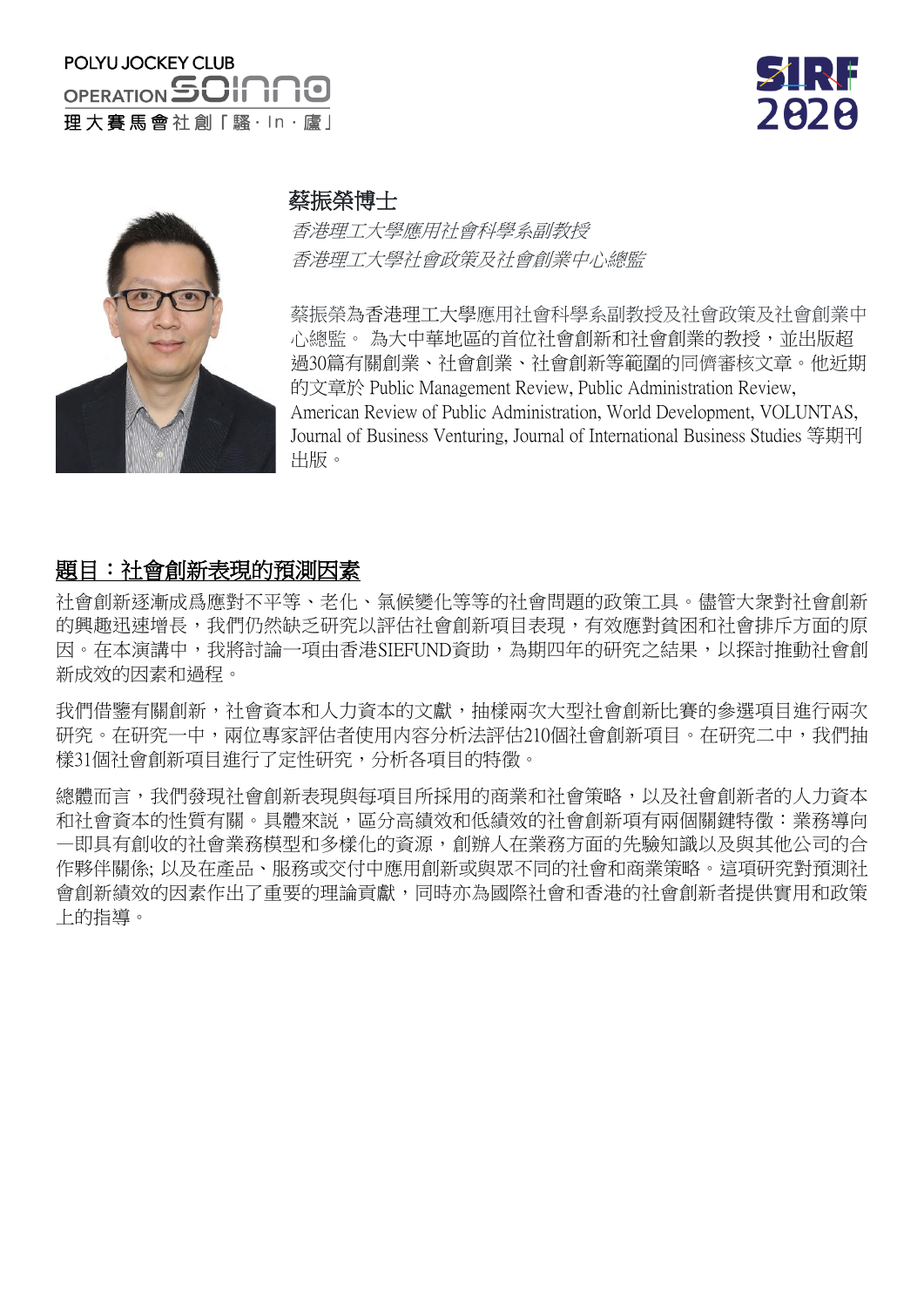POLYU JOCKEY CLUB
OPERATION SOINNO
理大賽馬會社創「騷·In·廬」

SIRF 2020

## 蔡振榮博士

*香港理工大學應用社會科學系副教授*
*香港理工大學社會政策及社會創業中心總監*

蔡振榮為香港理工大學應用社會科學系副教授及社會政策及社會創業中心總監。 為大中華地區的首位社會創新和社會創業的教授，並出版超過30篇有關創業、社會創業、社會創新等範圍的同儕審核文章。他近期的文章於 Public Management Review, Public Administration Review, American Review of Public Administration, World Development, VOLUNTAS, Journal of Business Venturing, Journal of International Business Studies 等期刊出版。

## <u>題目：社會創新表現的預測因素</u>

社會創新逐漸成爲應對不平等、老化、氣候變化等等的社會問題的政策工具。儘管大衆對社會創新的興趣迅速增長，我們仍然缺乏研究以評估社會創新項目表現，有效應對貧困和社會排斥方面的原因。在本演講中，我將討論一項由香港SIEFUND資助，為期四年的研究之結果，以探討推動社會創新成效的因素和過程。

我們借鑒有關創新，社會資本和人力資本的文獻，抽樣兩次大型社會創新比賽的參選項目進行兩次研究。在研究一中，兩位專家評估者使用內容分析法評估210個社會創新項目。在研究二中，我們抽樣31個社會創新項目進行了定性研究，分析各項目的特徵。

總體而言，我們發現社會創新表現與每項目所採用的商業和社會策略，以及社會創新者的人力資本和社會資本的性質有關。具體來説，區分高績效和低績效的社會創新項有兩個關鍵特徵：業務導向—即具有創收的社會業務模型和多樣化的資源，創辦人在業務方面的先驗知識以及與其他公司的合作夥伴關係; 以及在產品、服務或交付中應用創新或與眾不同的社會和商業策略。這項研究對預測社會創新績效的因素作出了重要的理論貢獻，同時亦為國際社會和香港的社會創新者提供實用和政策上的指導。